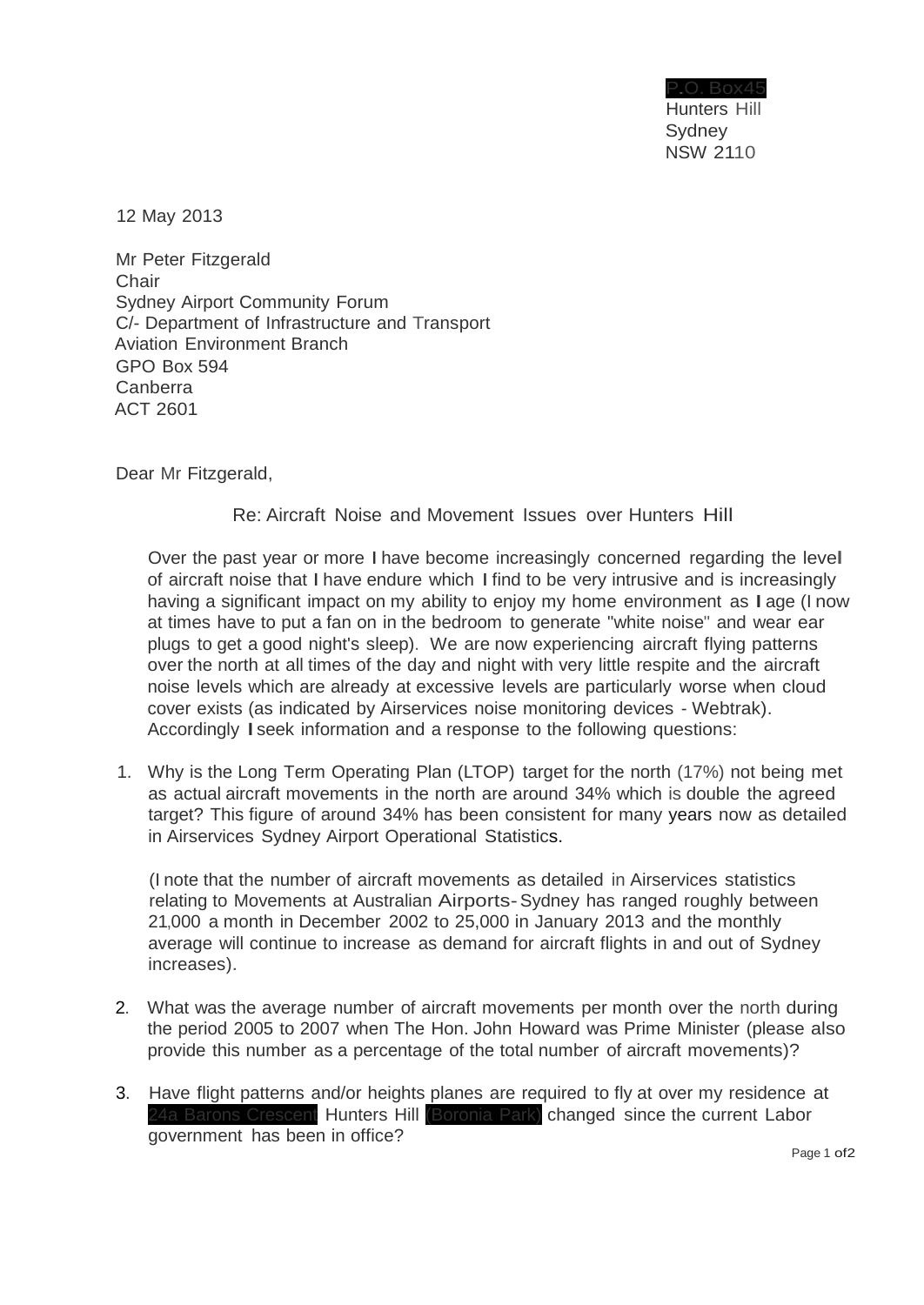P.O. Box45
Hunters Hill
Sydney
NSW 2110

12 May 2013

Mr Peter Fitzgerald
Chair
Sydney Airport Community Forum
C/- Department of Infrastructure and Transport
Aviation Environment Branch
GPO Box 594
Canberra
ACT 2601

Dear Mr Fitzgerald,

Re: Aircraft Noise and Movement Issues over Hunters Hill

Over the past year or more I have become increasingly concerned regarding the level of aircraft noise that I have endure which I find to be very intrusive and is increasingly having a significant impact on my ability to enjoy my home environment as I age (I now at times have to put a fan on in the bedroom to generate "white noise" and wear ear plugs to get a good night's sleep). We are now experiencing aircraft flying patterns over the north at all times of the day and night with very little respite and the aircraft noise levels which are already at excessive levels are particularly worse when cloud cover exists (as indicated by Airservices noise monitoring devices - Webtrak). Accordingly I seek information and a response to the following questions:

1. Why is the Long Term Operating Plan (LTOP) target for the north (17%) not being met as actual aircraft movements in the north are around 34% which is double the agreed target? This figure of around 34% has been consistent for many years now as detailed in Airservices Sydney Airport Operational Statistics.

   (I note that the number of aircraft movements as detailed in Airservices statistics relating to Movements at Australian Airports-Sydney has ranged roughly between 21,000 a month in December 2002 to 25,000 in January 2013 and the monthly average will continue to increase as demand for aircraft flights in and out of Sydney increases).

2. What was the average number of aircraft movements per month over the north during the period 2005 to 2007 when The Hon. John Howard was Prime Minister (please also provide this number as a percentage of the total number of aircraft movements)?

3. Have flight patterns and/or heights planes are required to fly at over my residence at 24a Barons Crescent Hunters Hill (Boronia Park) changed since the current Labor government has been in office?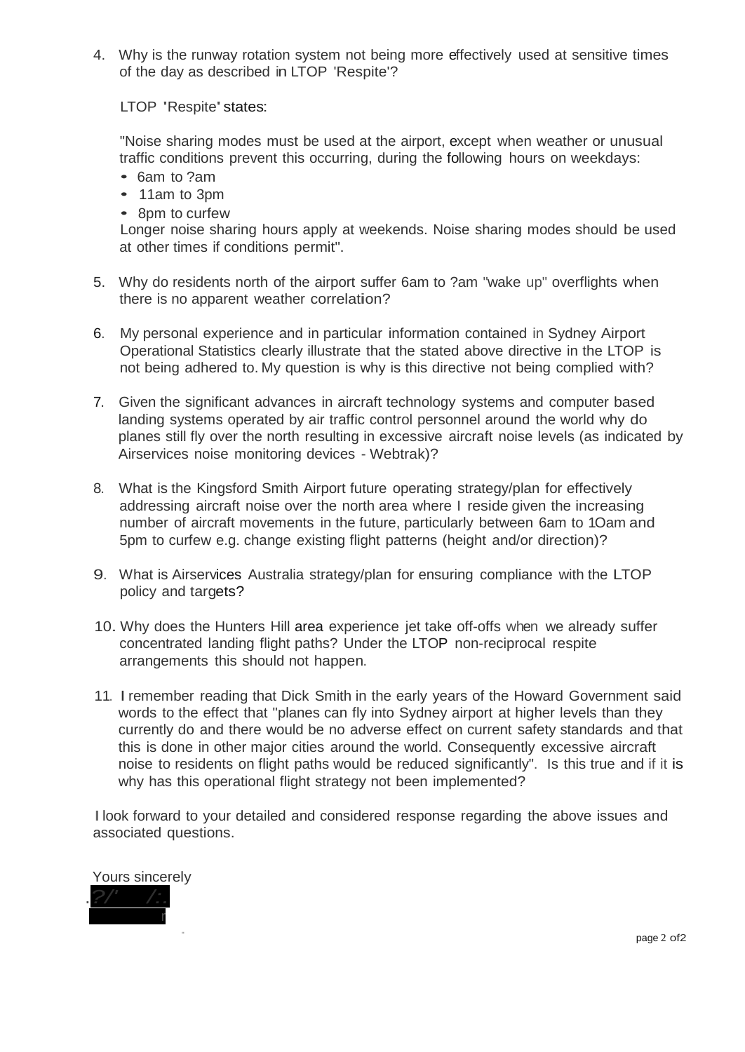4. Why is the runway rotation system not being more effectively used at sensitive times of the day as described in LTOP 'Respite'?

   LTOP 'Respite' states:

   "Noise sharing modes must be used at the airport, except when weather or unusual traffic conditions prevent this occurring, during the following hours on weekdays:
   - 6am to ?am
   - 11am to 3pm
   - 8pm to curfew

   Longer noise sharing hours apply at weekends. Noise sharing modes should be used at other times if conditions permit".

5. Why do residents north of the airport suffer 6am to ?am "wake up" overflights when there is no apparent weather correlation?

6. My personal experience and in particular information contained in Sydney Airport Operational Statistics clearly illustrate that the stated above directive in the LTOP is not being adhered to. My question is why is this directive not being complied with?

7. Given the significant advances in aircraft technology systems and computer based landing systems operated by air traffic control personnel around the world why do planes still fly over the north resulting in excessive aircraft noise levels (as indicated by Airservices noise monitoring devices - Webtrak)?

8. What is the Kingsford Smith Airport future operating strategy/plan for effectively addressing aircraft noise over the north area where I reside given the increasing number of aircraft movements in the future, particularly between 6am to 1Oam and 5pm to curfew e.g. change existing flight patterns (height and/or direction)?

9. What is Airservices Australia strategy/plan for ensuring compliance with the LTOP policy and targets?

10. Why does the Hunters Hill area experience jet take off-offs when we already suffer concentrated landing flight paths? Under the LTOP non-reciprocal respite arrangements this should not happen.

11. I remember reading that Dick Smith in the early years of the Howard Government said words to the effect that "planes can fly into Sydney airport at higher levels than they currently do and there would be no adverse effect on current safety standards and that this is done in other major cities around the world. Consequently excessive aircraft noise to residents on flight paths would be reduced significantly". Is this true and if it is why has this operational flight strategy not been implemented?

I look forward to your detailed and considered response regarding the above issues and associated questions.

Yours sincerely